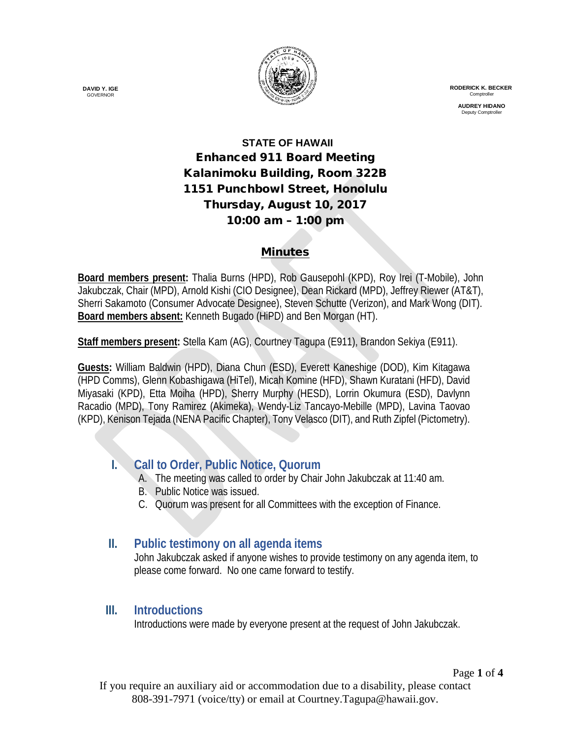DAVID Y. IGE
GOVERNOR

RODERICK K. BECKER
Comptroller

AUDREY HIDANO
Deputy Comptroller

# STATE OF HAWAII
## Enhanced 911 Board Meeting
## Kalanimoku Building, Room 322B
## 1151 Punchbowl Street, Honolulu
## Thursday, August 10, 2017
## 10:00 am – 1:00 pm

## Minutes

**Board members present:** Thalia Burns (HPD), Rob Gausepohl (KPD), Roy Irei (T-Mobile), John Jakubczak, Chair (MPD), Arnold Kishi (CIO Designee), Dean Rickard (MPD), Jeffrey Riewer (AT&T), Sherri Sakamoto (Consumer Advocate Designee), Steven Schutte (Verizon), and Mark Wong (DIT).
**Board members absent:** Kenneth Bugado (HiPD) and Ben Morgan (HT).

**Staff members present:** Stella Kam (AG), Courtney Tagupa (E911), Brandon Sekiya (E911).

**Guests:** William Baldwin (HPD), Diana Chun (ESD), Everett Kaneshige (DOD), Kim Kitagawa (HPD Comms), Glenn Kobashigawa (HiTel), Micah Komine (HFD), Shawn Kuratani (HFD), David Miyasaki (KPD), Etta Moiha (HPD), Sherry Murphy (HESD), Lorrin Okumura (ESD), Davlynn Racadio (MPD), Tony Ramirez (Akimeka), Wendy-Liz Tancayo-Mebille (MPD), Lavina Taovao (KPD), Kenison Tejada (NENA Pacific Chapter), Tony Velasco (DIT), and Ruth Zipfel (Pictometry).

## I. Call to Order, Public Notice, Quorum

A. The meeting was called to order by Chair John Jakubczak at 11:40 am.
B. Public Notice was issued.
C. Quorum was present for all Committees with the exception of Finance.

## II. Public testimony on all agenda items

John Jakubczak asked if anyone wishes to provide testimony on any agenda item, to please come forward. No one came forward to testify.

## III. Introductions

Introductions were made by everyone present at the request of John Jakubczak.

If you require an auxiliary aid or accommodation due to a disability, please contact 808-391-7971 (voice/tty) or email at Courtney.Tagupa@hawaii.gov.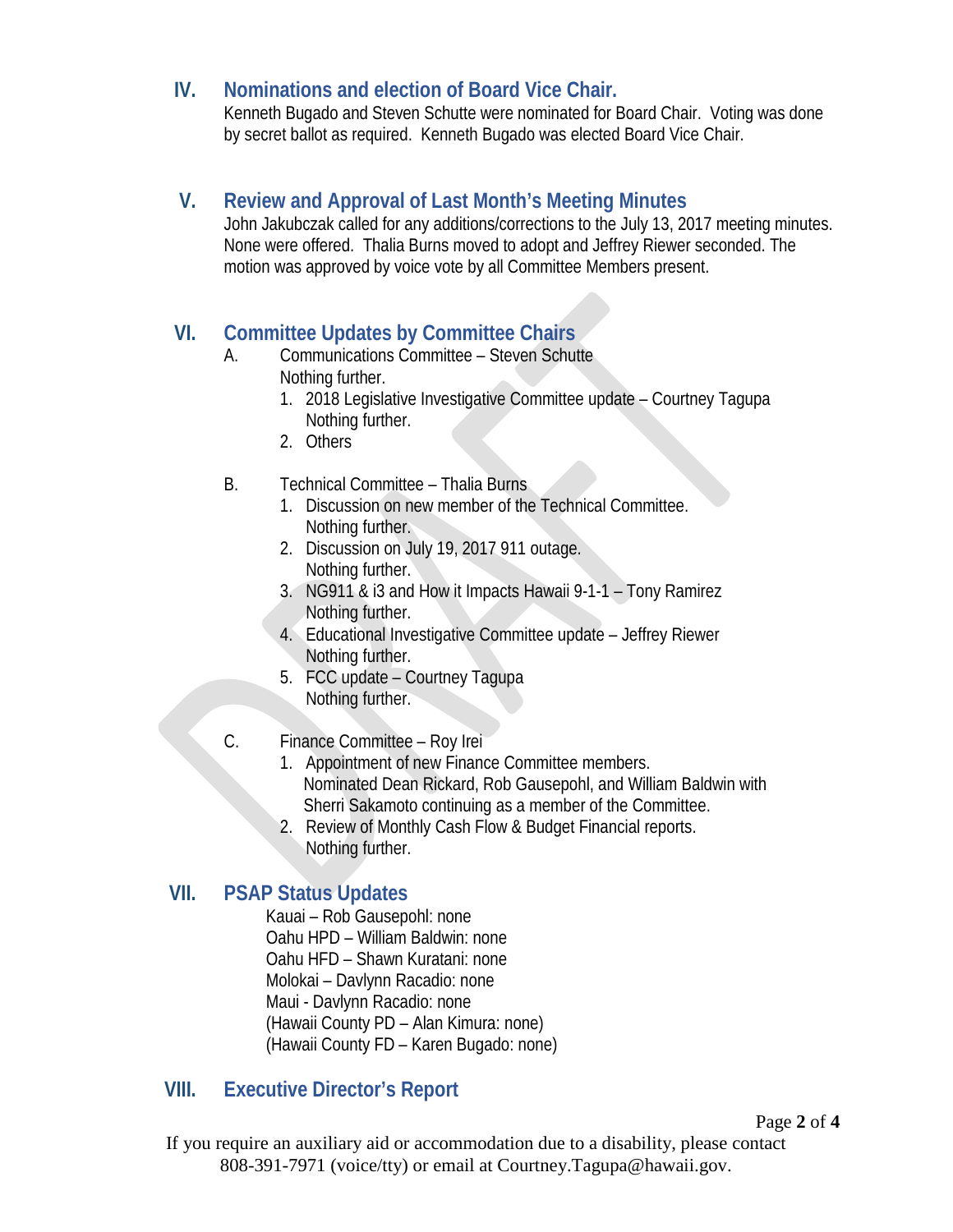## IV. Nominations and election of Board Vice Chair.

Kenneth Bugado and Steven Schutte were nominated for Board Chair. Voting was done by secret ballot as required. Kenneth Bugado was elected Board Vice Chair.

## V. Review and Approval of Last Month's Meeting Minutes

John Jakubczak called for any additions/corrections to the July 13, 2017 meeting minutes. None were offered. Thalia Burns moved to adopt and Jeffrey Riewer seconded. The motion was approved by voice vote by all Committee Members present.

## VI. Committee Updates by Committee Chairs

A. Communications Committee – Steven Schutte
Nothing further.

1. 2018 Legislative Investigative Committee update – Courtney Tagupa
   Nothing further.
2. Others

B. Technical Committee – Thalia Burns

1. Discussion on new member of the Technical Committee.
   Nothing further.
2. Discussion on July 19, 2017 911 outage.
   Nothing further.
3. NG911 & i3 and How it Impacts Hawaii 9-1-1 – Tony Ramirez
   Nothing further.
4. Educational Investigative Committee update – Jeffrey Riewer
   Nothing further.
5. FCC update – Courtney Tagupa
   Nothing further.

C. Finance Committee – Roy Irei

1. Appointment of new Finance Committee members.
   Nominated Dean Rickard, Rob Gausepohl, and William Baldwin with Sherri Sakamoto continuing as a member of the Committee.
2. Review of Monthly Cash Flow & Budget Financial reports.
   Nothing further.

## VII. PSAP Status Updates

Kauai – Rob Gausepohl: none
Oahu HPD – William Baldwin: none
Oahu HFD – Shawn Kuratani: none
Molokai – Davlynn Racadio: none
Maui - Davlynn Racadio: none
(Hawaii County PD – Alan Kimura: none)
(Hawaii County FD – Karen Bugado: none)

## VIII. Executive Director's Report

If you require an auxiliary aid or accommodation due to a disability, please contact 808-391-7971 (voice/tty) or email at Courtney.Tagupa@hawaii.gov.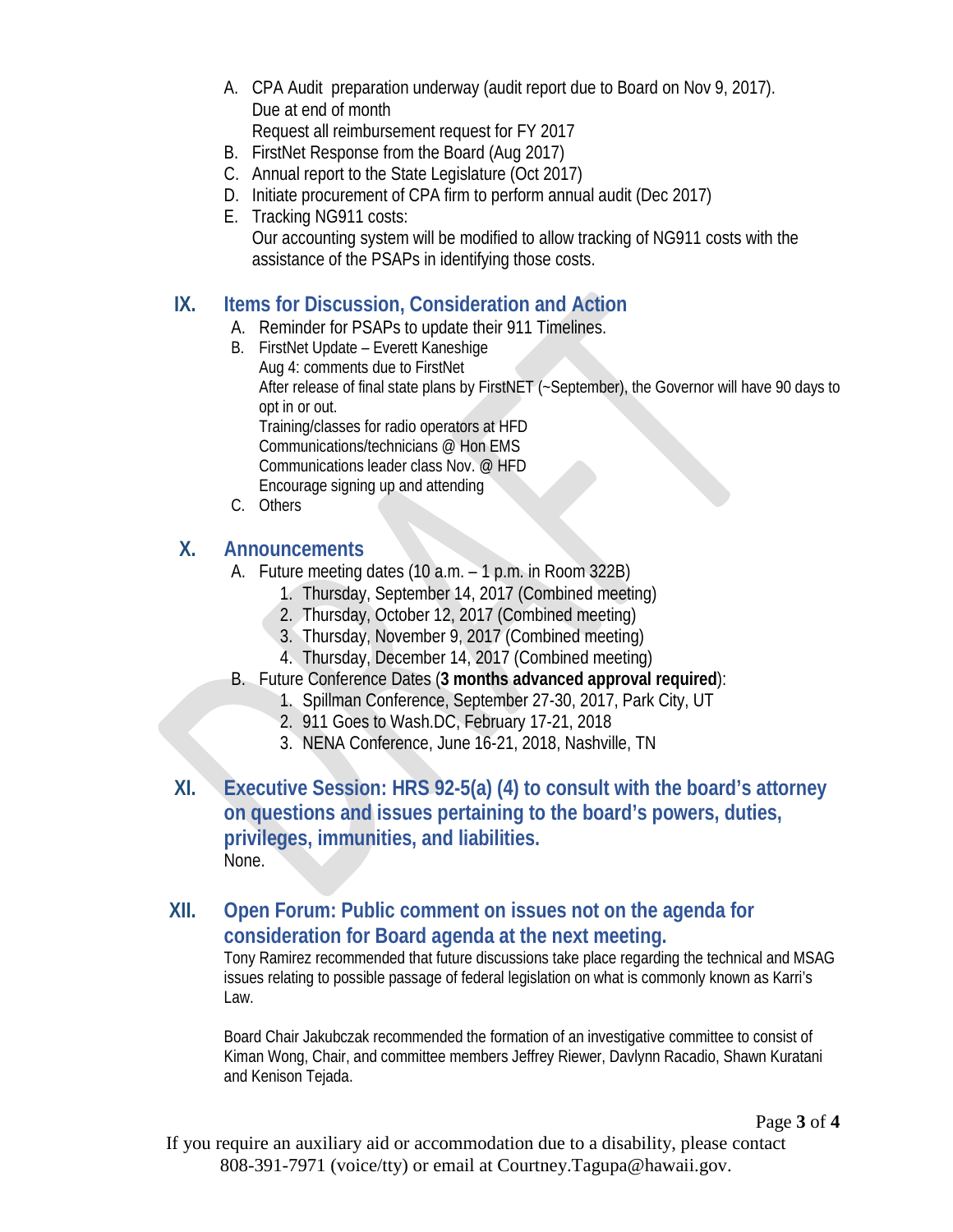A. CPA Audit preparation underway (audit report due to Board on Nov 9, 2017).
   Due at end of month
   Request all reimbursement request for FY 2017
B. FirstNet Response from the Board (Aug 2017)
C. Annual report to the State Legislature (Oct 2017)
D. Initiate procurement of CPA firm to perform annual audit (Dec 2017)
E. Tracking NG911 costs:
   Our accounting system will be modified to allow tracking of NG911 costs with the assistance of the PSAPs in identifying those costs.

## IX. Items for Discussion, Consideration and Action

A. Reminder for PSAPs to update their 911 Timelines.
B. FirstNet Update – Everett Kaneshige
   Aug 4: comments due to FirstNet
   After release of final state plans by FirstNET (~September), the Governor will have 90 days to opt in or out.
   Training/classes for radio operators at HFD
   Communications/technicians @ Hon EMS
   Communications leader class Nov. @ HFD
   Encourage signing up and attending
C. Others

## X. Announcements

A. Future meeting dates (10 a.m. – 1 p.m. in Room 322B)
   1. Thursday, September 14, 2017 (Combined meeting)
   2. Thursday, October 12, 2017 (Combined meeting)
   3. Thursday, November 9, 2017 (Combined meeting)
   4. Thursday, December 14, 2017 (Combined meeting)
B. Future Conference Dates (**3 months advanced approval required**):
   1. Spillman Conference, September 27-30, 2017, Park City, UT
   2. 911 Goes to Wash.DC, February 17-21, 2018
   3. NENA Conference, June 16-21, 2018, Nashville, TN

## XI. Executive Session: HRS 92-5(a) (4) to consult with the board's attorney on questions and issues pertaining to the board's powers, duties, privileges, immunities, and liabilities.

None.

## XII. Open Forum: Public comment on issues not on the agenda for consideration for Board agenda at the next meeting.

Tony Ramirez recommended that future discussions take place regarding the technical and MSAG issues relating to possible passage of federal legislation on what is commonly known as Karri's Law.

Board Chair Jakubczak recommended the formation of an investigative committee to consist of Kiman Wong, Chair, and committee members Jeffrey Riewer, Davlynn Racadio, Shawn Kuratani and Kenison Tejada.

If you require an auxiliary aid or accommodation due to a disability, please contact 808-391-7971 (voice/tty) or email at Courtney.Tagupa@hawaii.gov.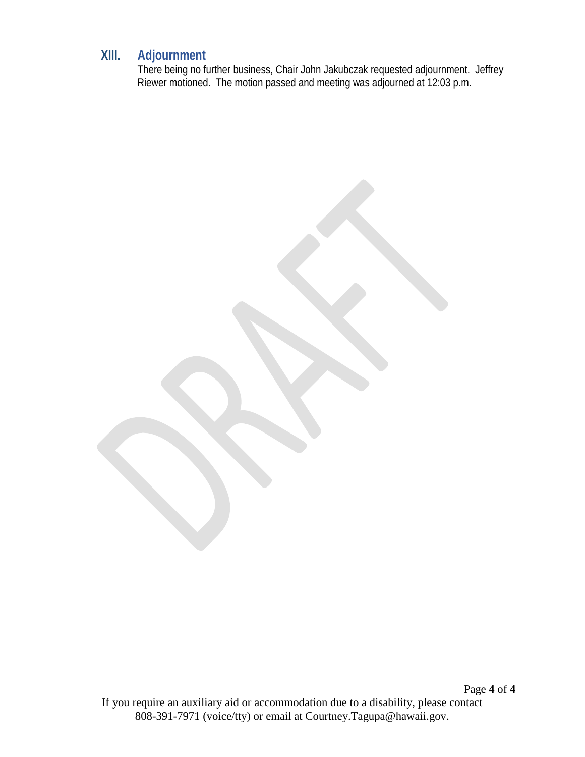## XIII. Adjournment

There being no further business, Chair John Jakubczak requested adjournment. Jeffrey Riewer motioned. The motion passed and meeting was adjourned at 12:03 p.m.

If you require an auxiliary aid or accommodation due to a disability, please contact 808-391-7971 (voice/tty) or email at Courtney.Tagupa@hawaii.gov.